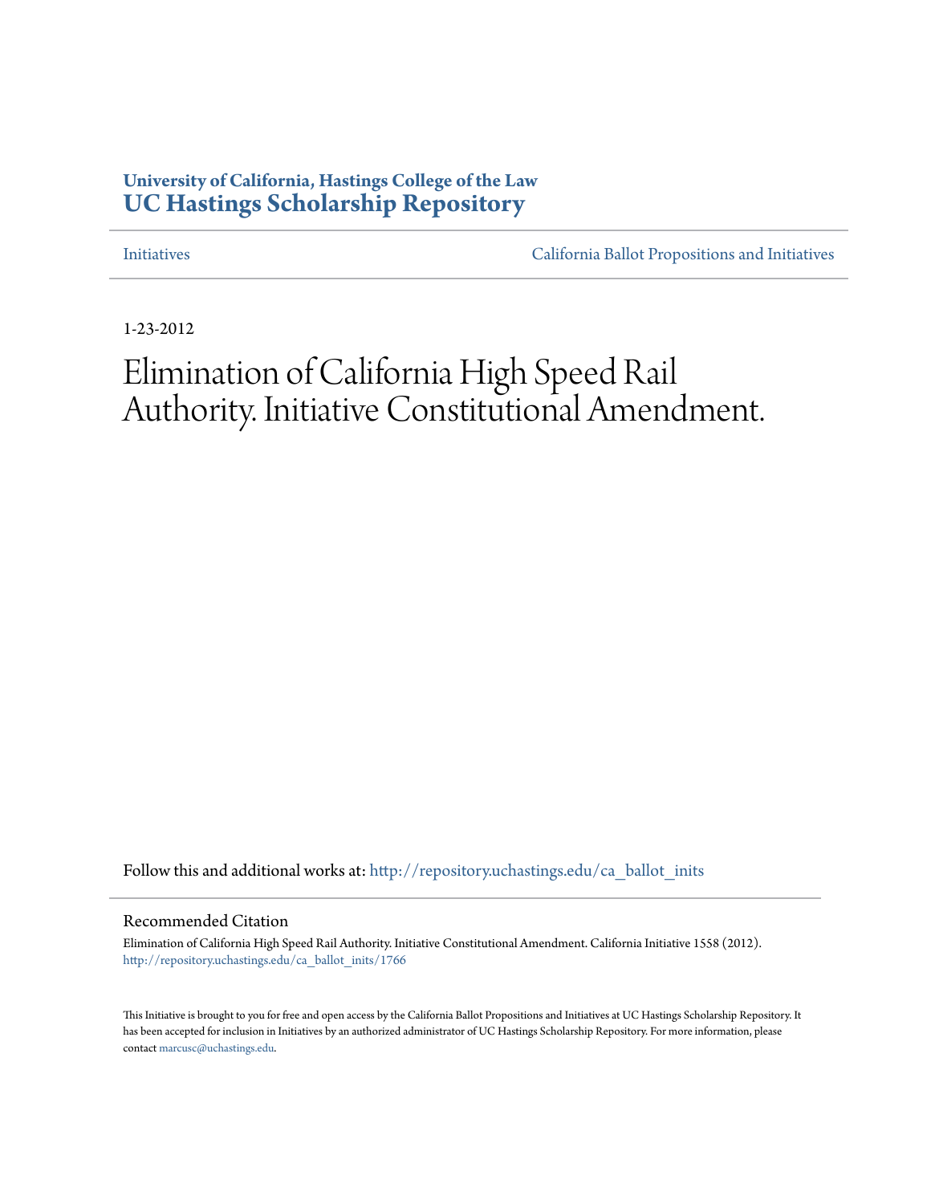University of California, Hastings College of the Law
# UC Hastings Scholarship Repository

Initiatives | California Ballot Propositions and Initiatives

1-23-2012

# Elimination of California High Speed Rail Authority. Initiative Constitutional Amendment.

Follow this and additional works at: http://repository.uchastings.edu/ca_ballot_inits

## Recommended Citation

Elimination of California High Speed Rail Authority. Initiative Constitutional Amendment. California Initiative 1558 (2012).
http://repository.uchastings.edu/ca_ballot_inits/1766

This Initiative is brought to you for free and open access by the California Ballot Propositions and Initiatives at UC Hastings Scholarship Repository. It has been accepted for inclusion in Initiatives by an authorized administrator of UC Hastings Scholarship Repository. For more information, please contact marcusc@uchastings.edu.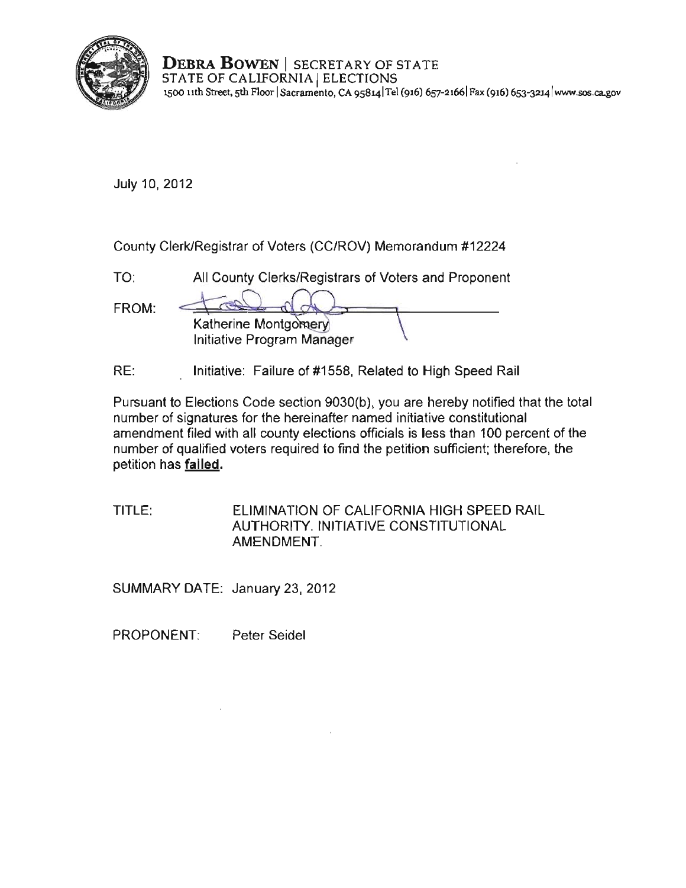**DEBRA BOWEN** | SECRETARY OF STATE
STATE OF CALIFORNIA | ELECTIONS
1500 11th Street, 5th Floor | Sacramento, CA 95814 | Tel (916) 657-2166 | Fax (916) 653-3214 | www.sos.ca.gov

July 10, 2012

County Clerk/Registrar of Voters (CC/ROV) Memorandum #12224

TO: All County Clerks/Registrars of Voters and Proponent

FROM: Katherine Montgomery
Initiative Program Manager

RE: Initiative: Failure of #1558, Related to High Speed Rail

Pursuant to Elections Code section 9030(b), you are hereby notified that the total number of signatures for the hereinafter named initiative constitutional amendment filed with all county elections officials is less than 100 percent of the number of qualified voters required to find the petition sufficient; therefore, the petition has **failed.**

TITLE: ELIMINATION OF CALIFORNIA HIGH SPEED RAIL AUTHORITY. INITIATIVE CONSTITUTIONAL AMENDMENT.

SUMMARY DATE: January 23, 2012

PROPONENT: Peter Seidel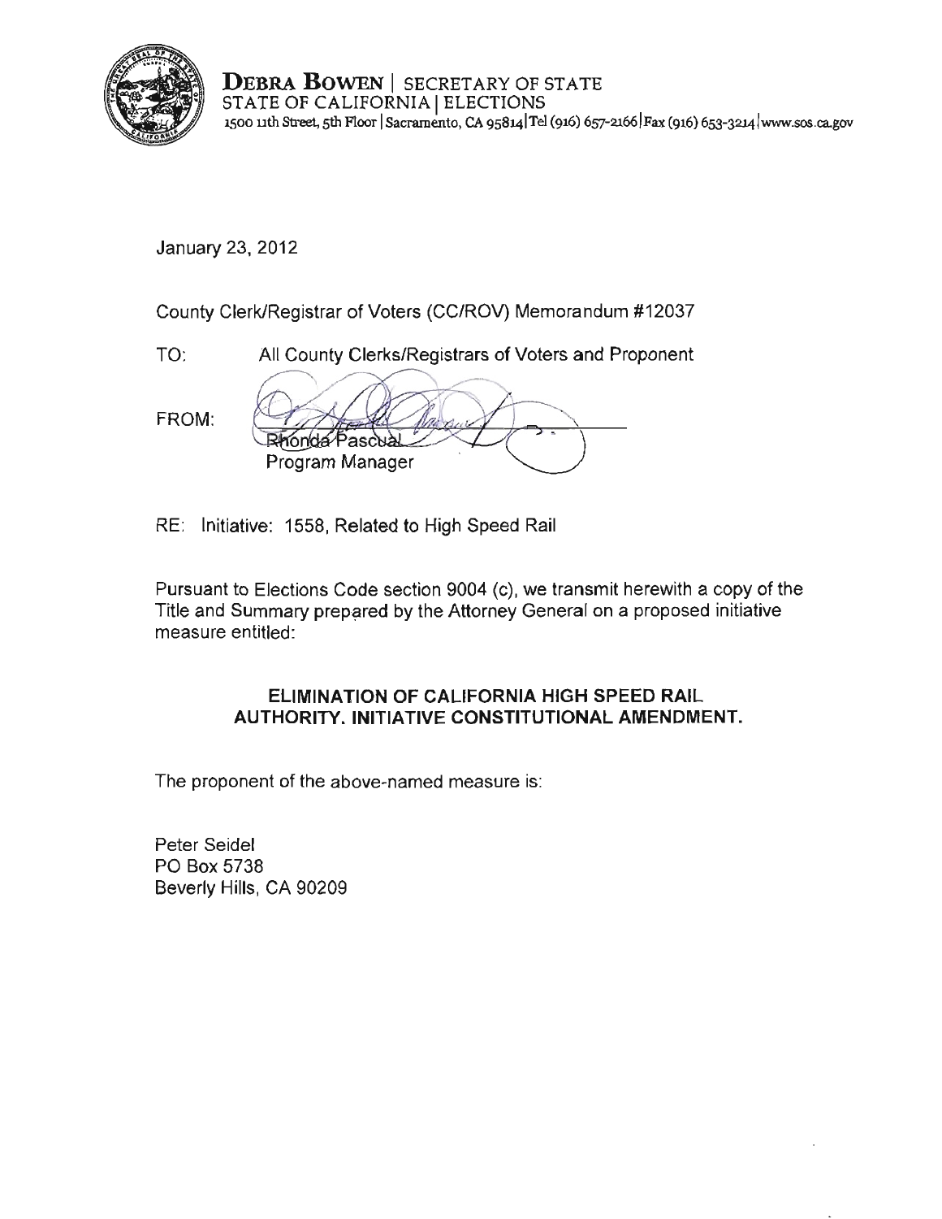**DEBRA BOWEN** | SECRETARY OF STATE
STATE OF CALIFORNIA | ELECTIONS
1500 11th Street, 5th Floor | Sacramento, CA 95814 | Tel (916) 657-2166 | Fax (916) 653-3214 | www.sos.ca.gov

January 23, 2012

County Clerk/Registrar of Voters (CC/ROV) Memorandum #12037

TO: All County Clerks/Registrars of Voters and Proponent

FROM: Rhonda Pascual
Program Manager

RE: Initiative: 1558, Related to High Speed Rail

Pursuant to Elections Code section 9004 (c), we transmit herewith a copy of the Title and Summary prepared by the Attorney General on a proposed initiative measure entitled:

**ELIMINATION OF CALIFORNIA HIGH SPEED RAIL AUTHORITY. INITIATIVE CONSTITUTIONAL AMENDMENT.**

The proponent of the above-named measure is:

Peter Seidel
PO Box 5738
Beverly Hills, CA 90209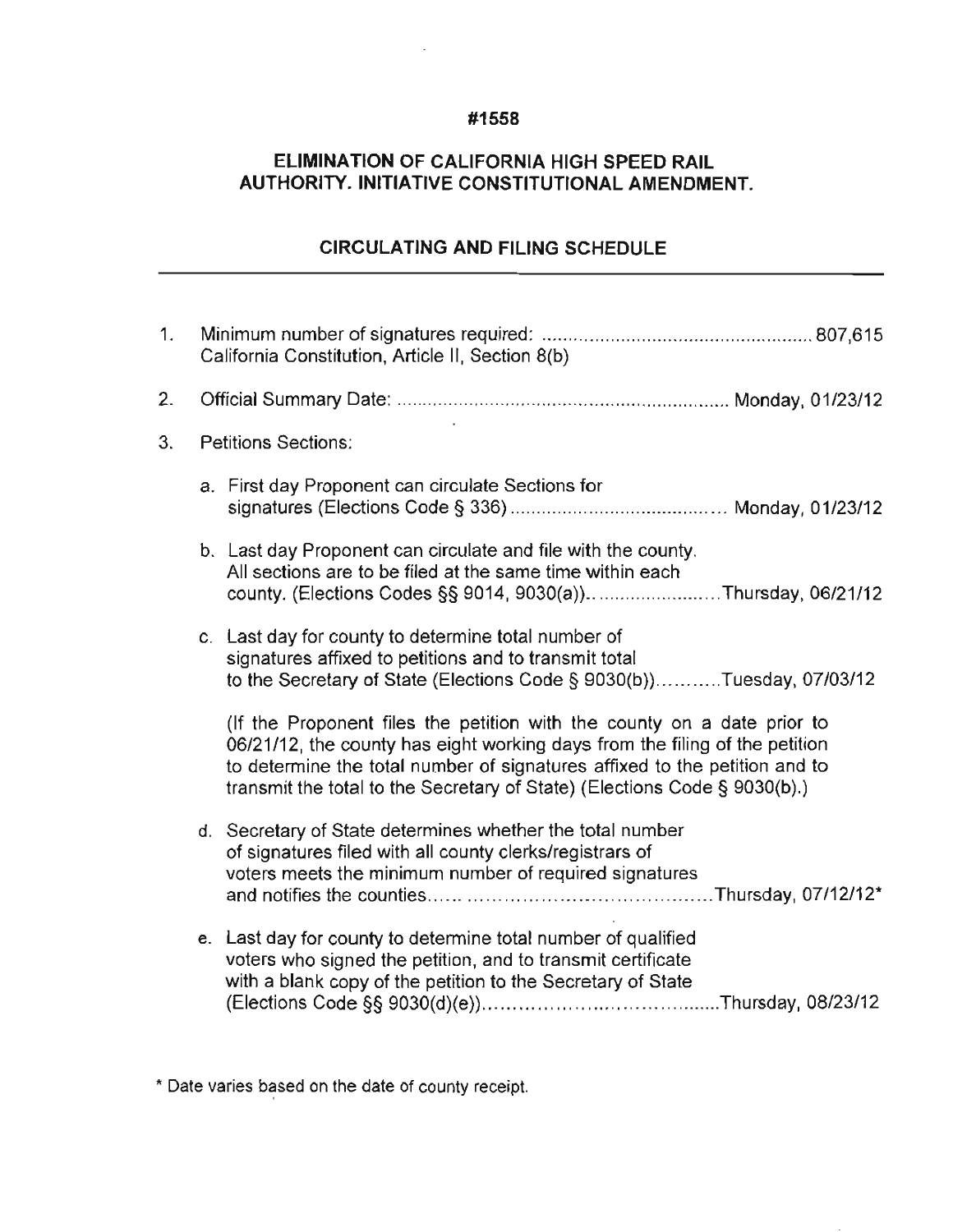**#1558**

## ELIMINATION OF CALIFORNIA HIGH SPEED RAIL AUTHORITY. INITIATIVE CONSTITUTIONAL AMENDMENT.

### CIRCULATING AND FILING SCHEDULE

1. Minimum number of signatures required: .................................................... 807,615
   California Constitution, Article II, Section 8(b)

2. Official Summary Date: ............................................................... Monday, 01/23/12

3. Petitions Sections:

   a. First day Proponent can circulate Sections for signatures (Elections Code § 336) ........................................ Monday, 01/23/12

   b. Last day Proponent can circulate and file with the county. All sections are to be filed at the same time within each county. (Elections Codes §§ 9014, 9030(a)).......................Thursday, 06/21/12

   c. Last day for county to determine total number of signatures affixed to petitions and to transmit total to the Secretary of State (Elections Code § 9030(b))...........Tuesday, 07/03/12

      (If the Proponent files the petition with the county on a date prior to 06/21/12, the county has eight working days from the filing of the petition to determine the total number of signatures affixed to the petition and to transmit the total to the Secretary of State) (Elections Code § 9030(b).)

   d. Secretary of State determines whether the total number of signatures filed with all county clerks/registrars of voters meets the minimum number of required signatures and notifies the counties...... .........................................Thursday, 07/12/12*

   e. Last day for county to determine total number of qualified voters who signed the petition, and to transmit certificate with a blank copy of the petition to the Secretary of State (Elections Code §§ 9030(d)(e))..........................................Thursday, 08/23/12

\* Date varies based on the date of county receipt.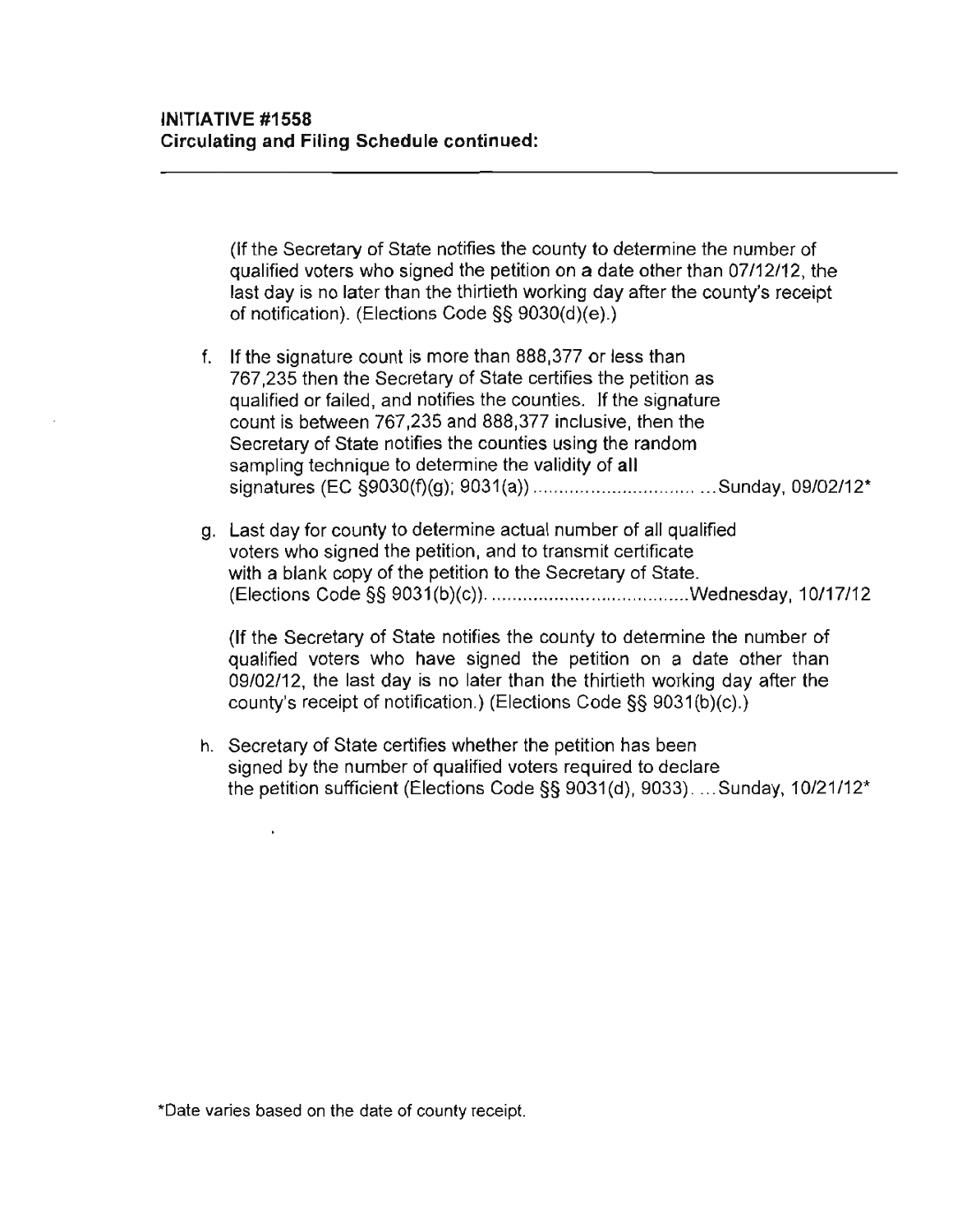**INITIATIVE #1558**
**Circulating and Filing Schedule continued:**

---

(If the Secretary of State notifies the county to determine the number of qualified voters who signed the petition on a date other than 07/12/12, the last day is no later than the thirtieth working day after the county's receipt of notification). (Elections Code §§ 9030(d)(e).)

f. If the signature count is more than 888,377 or less than 767,235 then the Secretary of State certifies the petition as qualified or failed, and notifies the counties. If the signature count is between 767,235 and 888,377 inclusive, then the Secretary of State notifies the counties using the random sampling technique to determine the validity of all signatures (EC §9030(f)(g); 9031(a)) .............................. ...Sunday, 09/02/12*

g. Last day for county to determine actual number of all qualified voters who signed the petition, and to transmit certificate with a blank copy of the petition to the Secretary of State. (Elections Code §§ 9031(b)(c)). .....................................Wednesday, 10/17/12

   (If the Secretary of State notifies the county to determine the number of qualified voters who have signed the petition on a date other than 09/02/12, the last day is no later than the thirtieth working day after the county's receipt of notification.) (Elections Code §§ 9031(b)(c).)

h. Secretary of State certifies whether the petition has been signed by the number of qualified voters required to declare the petition sufficient (Elections Code §§ 9031(d), 9033). ...Sunday, 10/21/12*

*Date varies based on the date of county receipt.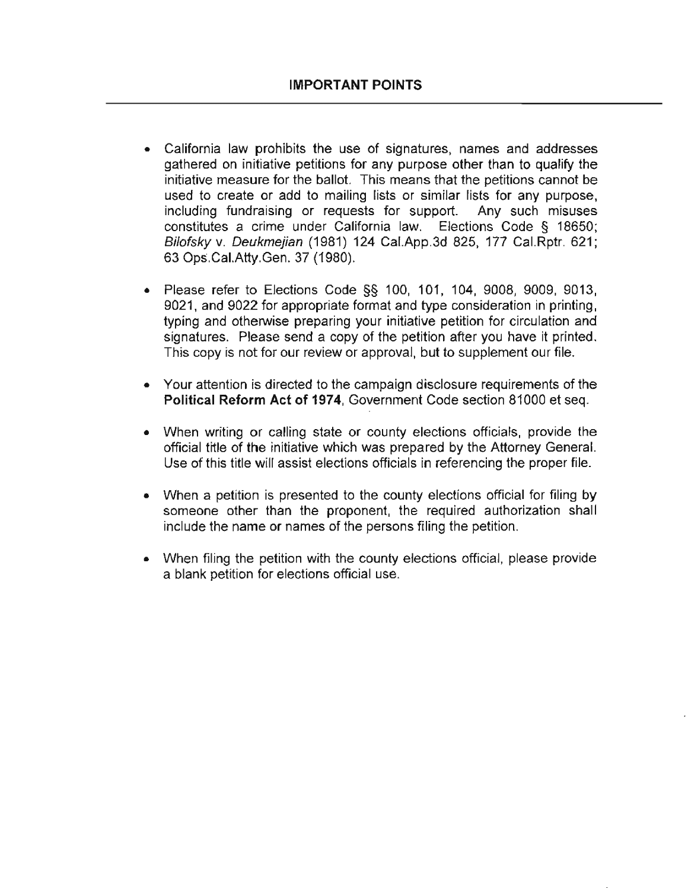## IMPORTANT POINTS

- California law prohibits the use of signatures, names and addresses gathered on initiative petitions for any purpose other than to qualify the initiative measure for the ballot. This means that the petitions cannot be used to create or add to mailing lists or similar lists for any purpose, including fundraising or requests for support. Any such misuses constitutes a crime under California law. Elections Code § 18650; *Bilofsky* v. *Deukmejian* (1981) 124 Cal.App.3d 825, 177 Cal.Rptr. 621; 63 Ops.Cal.Atty.Gen. 37 (1980).

- Please refer to Elections Code §§ 100, 101, 104, 9008, 9009, 9013, 9021, and 9022 for appropriate format and type consideration in printing, typing and otherwise preparing your initiative petition for circulation and signatures. Please send a copy of the petition after you have it printed. This copy is not for our review or approval, but to supplement our file.

- Your attention is directed to the campaign disclosure requirements of the **Political Reform Act of 1974**, Government Code section 81000 et seq.

- When writing or calling state or county elections officials, provide the official title of the initiative which was prepared by the Attorney General. Use of this title will assist elections officials in referencing the proper file.

- When a petition is presented to the county elections official for filing by someone other than the proponent, the required authorization shall include the name or names of the persons filing the petition.

- When filing the petition with the county elections official, please provide a blank petition for elections official use.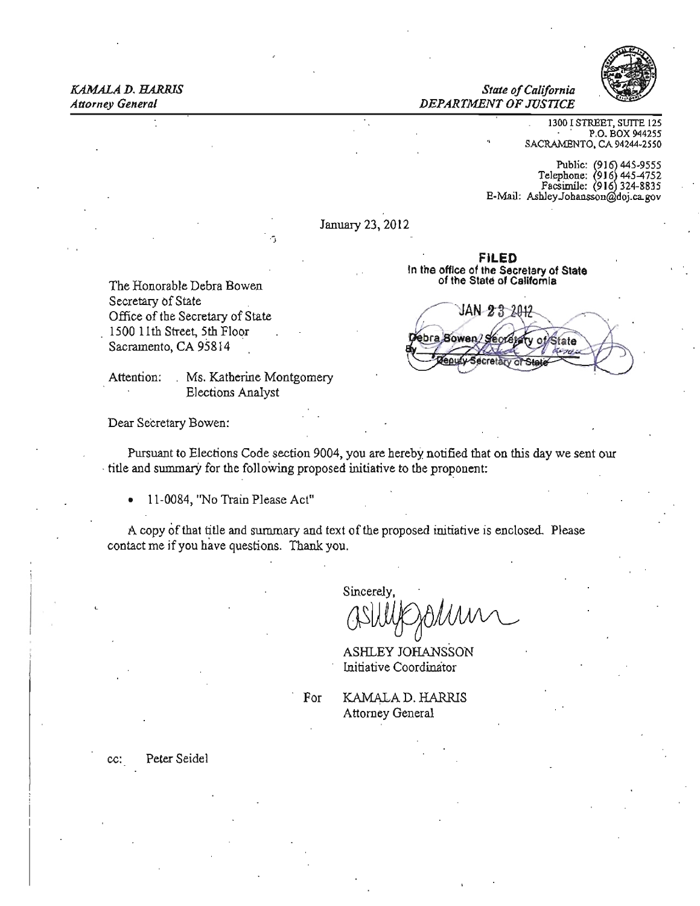*KAMALA D. HARRIS*
*Attorney General*

*State of California*
*DEPARTMENT OF JUSTICE*

1300 I STREET, SUITE 125
P.O. BOX 944255
SACRAMENTO, CA 94244-2550

Public: (916) 445-9555
Telephone: (916) 445-4752
Facsimile: (916) 324-8835
E-Mail: Ashley.Johansson@doj.ca.gov

January 23, 2012

**FILED**
In the office of the Secretary of State
of the State of California

JAN 23 2012

Debra Bowen, Secretary of State
By ______
Deputy Secretary of State

The Honorable Debra Bowen
Secretary of State
Office of the Secretary of State
1500 11th Street, 5th Floor
Sacramento, CA 95814

Attention: Ms. Katherine Montgomery
Elections Analyst

Dear Secretary Bowen:

Pursuant to Elections Code section 9004, you are hereby notified that on this day we sent our title and summary for the following proposed initiative to the proponent:

- 11-0084, "No Train Please Act"

A copy of that title and summary and text of the proposed initiative is enclosed. Please contact me if you have questions. Thank you.

Sincerely,

ASHLEY JOHANSSON
Initiative Coordinator

For KAMALA D. HARRIS
Attorney General

cc: Peter Seidel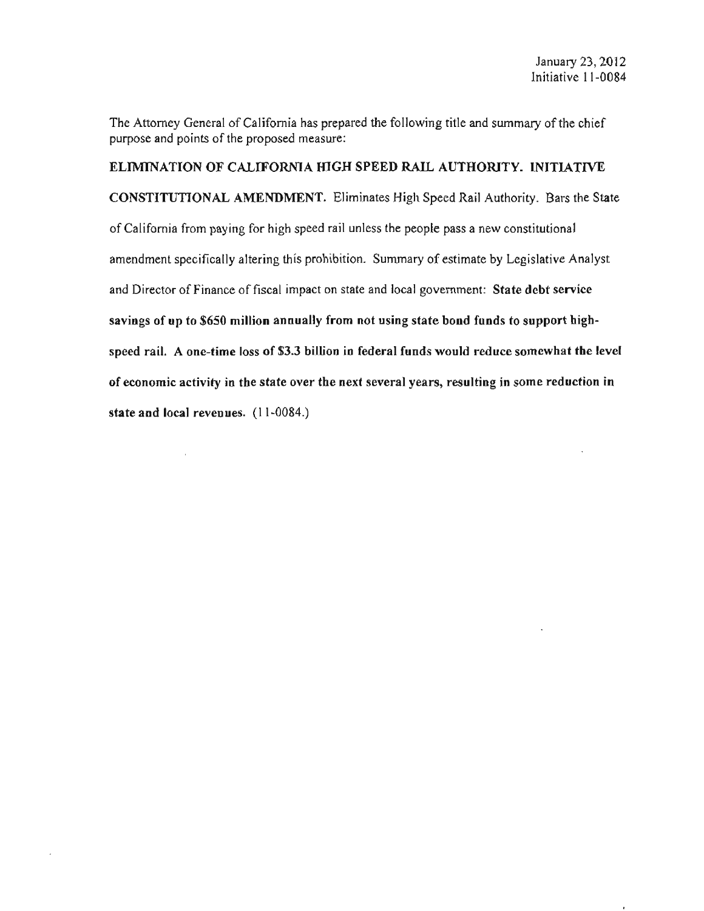January 23, 2012
Initiative 11-0084

The Attorney General of California has prepared the following title and summary of the chief purpose and points of the proposed measure:

**ELIMINATION OF CALIFORNIA HIGH SPEED RAIL AUTHORITY. INITIATIVE CONSTITUTIONAL AMENDMENT.** Eliminates High Speed Rail Authority. Bars the State of California from paying for high speed rail unless the people pass a new constitutional amendment specifically altering this prohibition. Summary of estimate by Legislative Analyst and Director of Finance of fiscal impact on state and local government: **State debt service savings of up to $650 million annually from not using state bond funds to support high-speed rail. A one-time loss of $3.3 billion in federal funds would reduce somewhat the level of economic activity in the state over the next several years, resulting in some reduction in state and local revenues.** (11-0084.)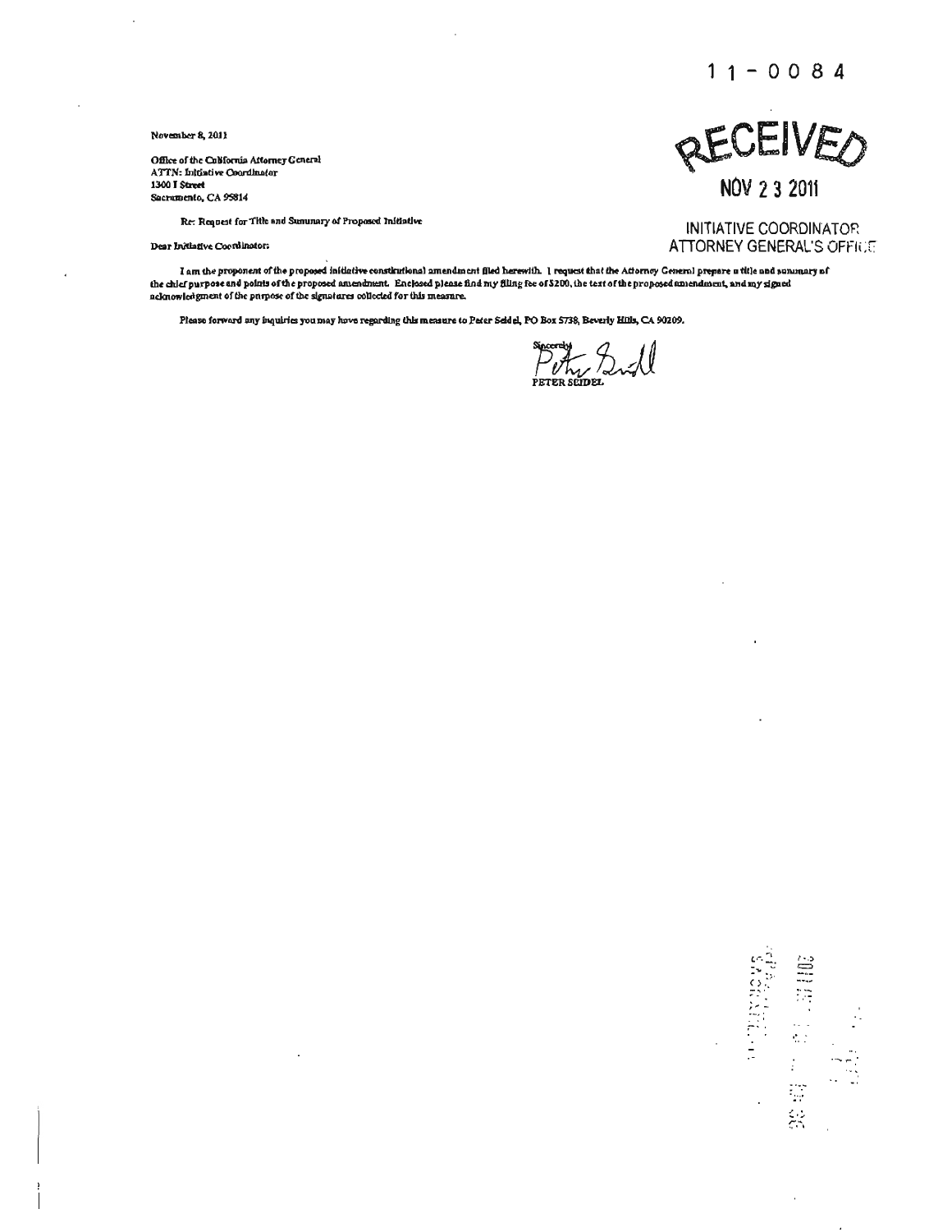11-0084

RECEIVED

NOV 2 3 2011

INITIATIVE COORDINATOR
ATTORNEY GENERAL'S OFFICE

November 8, 2011

Office of the California Attorney General
ATTN: Initiative Coordinator
1300 I Street
Sacramento, CA 95814

Re: Request for Title and Summary of Proposed Initiative

Dear Initiative Coordinator:

I am the proponent of the proposed initiative constitutional amendment filed herewith. I request that the Attorney General prepare a title and summary of the chief purpose and points of the proposed amendment. Enclosed please find my filing fee of $200, the text of the proposed amendment, and my signed acknowledgment of the purpose of the signatures collected for this measure.

Please forward any inquiries you may have regarding this measure to Peter Seidel, PO Box 5738, Beverly Hills, CA 90209.

Sincerely,

PETER SEIDEL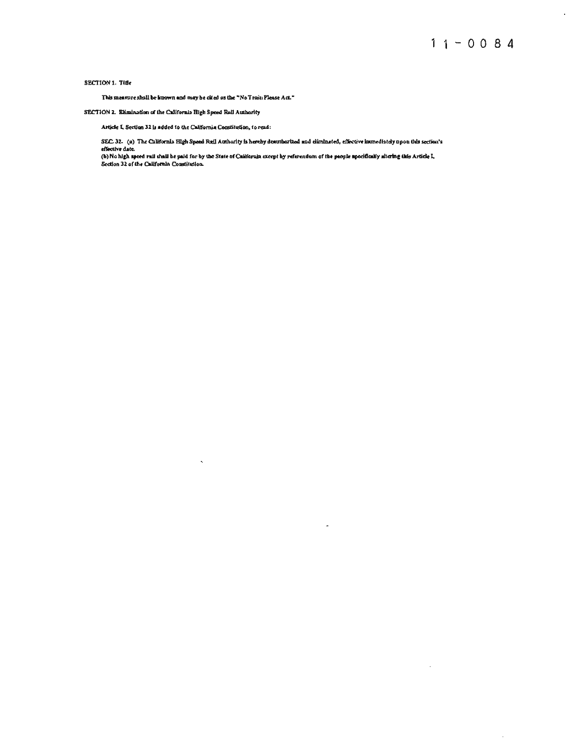11-0084

SECTION 1. Title

This measure shall be known and may be cited as the "No Train Please Act."

SECTION 2. Elimination of the California High Speed Rail Authority

Article I, Section 32 is added to the California Constitution, to read:

SEC. 32. (a) The California High Speed Rail Authority is hereby deauthorized and eliminated, effective immediately upon this section's effective date.
(b) No high speed rail shall be paid for by the State of California except by referendum of the people specifically altering this Article I, Section 32 of the California Constitution.